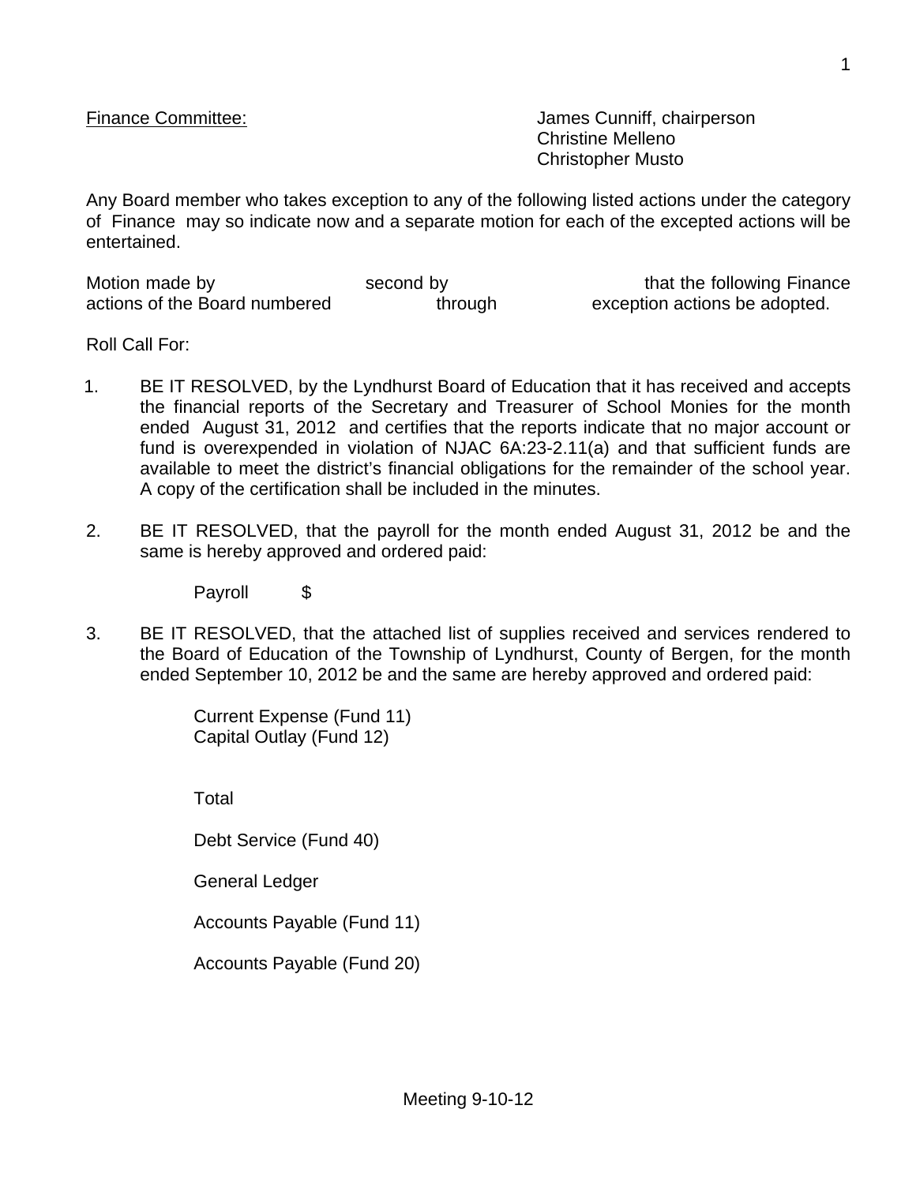Finance Committee: James Cunniff, chairperson
Christine Melleno
Christopher Musto

Any Board member who takes exception to any of the following listed actions under the category of Finance may so indicate now and a separate motion for each of the excepted actions will be entertained.

Motion made by second by that the following Finance actions of the Board numbered through exception actions be adopted.

Roll Call For:

1. BE IT RESOLVED, by the Lyndhurst Board of Education that it has received and accepts the financial reports of the Secretary and Treasurer of School Monies for the month ended August 31, 2012 and certifies that the reports indicate that no major account or fund is overexpended in violation of NJAC 6A:23-2.11(a) and that sufficient funds are available to meet the district's financial obligations for the remainder of the school year. A copy of the certification shall be included in the minutes.

2. BE IT RESOLVED, that the payroll for the month ended August 31, 2012 be and the same is hereby approved and ordered paid:

   Payroll $

3. BE IT RESOLVED, that the attached list of supplies received and services rendered to the Board of Education of the Township of Lyndhurst, County of Bergen, for the month ended September 10, 2012 be and the same are hereby approved and ordered paid:

   Current Expense (Fund 11)
   Capital Outlay (Fund 12)

   Total

   Debt Service (Fund 40)

   General Ledger

   Accounts Payable (Fund 11)

   Accounts Payable (Fund 20)

Meeting 9-10-12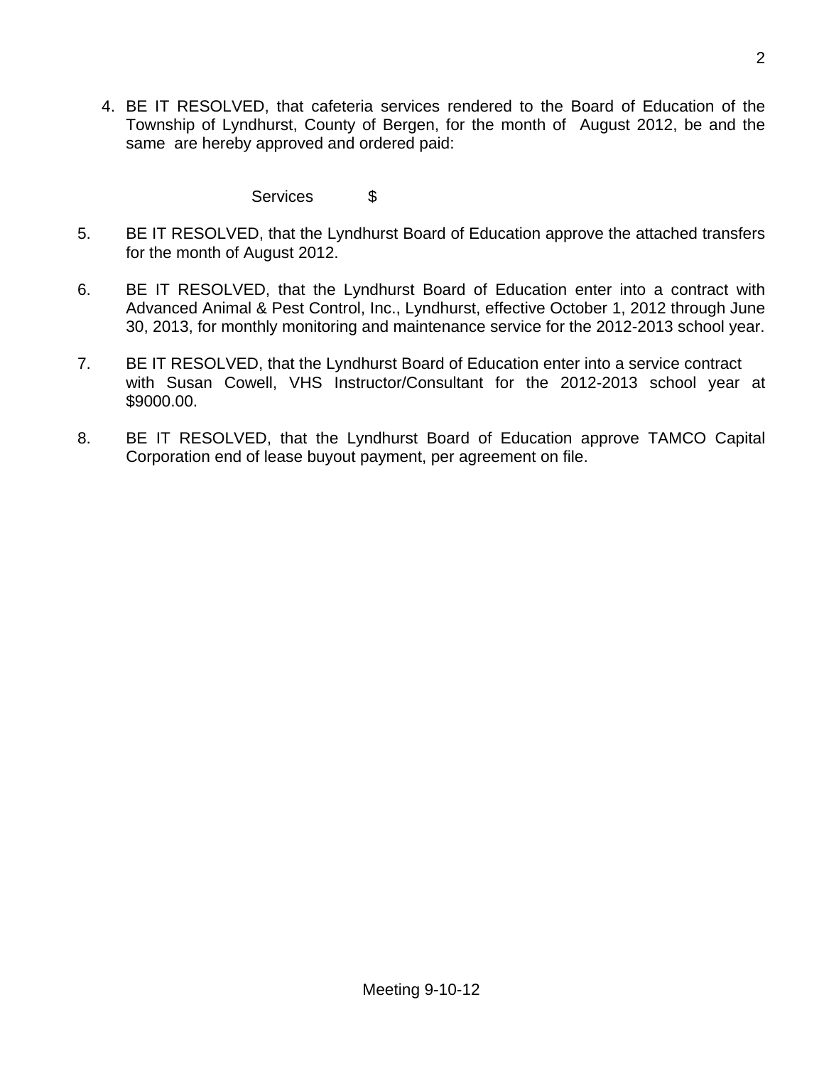4. BE IT RESOLVED, that cafeteria services rendered to the Board of Education of the Township of Lyndhurst, County of Bergen, for the month of August 2012, be and the same are hereby approved and ordered paid:

   Services $

5. BE IT RESOLVED, that the Lyndhurst Board of Education approve the attached transfers for the month of August 2012.

6. BE IT RESOLVED, that the Lyndhurst Board of Education enter into a contract with Advanced Animal & Pest Control, Inc., Lyndhurst, effective October 1, 2012 through June 30, 2013, for monthly monitoring and maintenance service for the 2012-2013 school year.

7. BE IT RESOLVED, that the Lyndhurst Board of Education enter into a service contract with Susan Cowell, VHS Instructor/Consultant for the 2012-2013 school year at $9000.00.

8. BE IT RESOLVED, that the Lyndhurst Board of Education approve TAMCO Capital Corporation end of lease buyout payment, per agreement on file.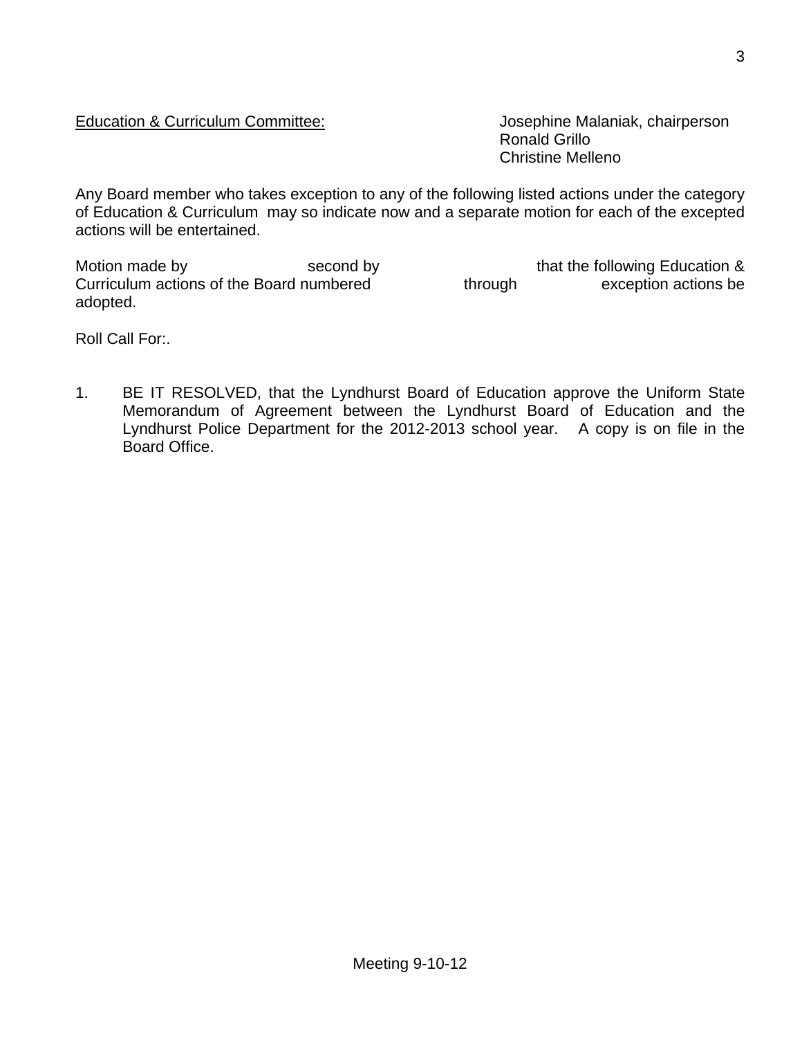Education & Curriculum Committee: Josephine Malaniak, chairperson
Ronald Grillo
Christine Melleno

Any Board member who takes exception to any of the following listed actions under the category of Education & Curriculum may so indicate now and a separate motion for each of the excepted actions will be entertained.

Motion made by second by that the following Education & Curriculum actions of the Board numbered through exception actions be adopted.

Roll Call For:.

1. BE IT RESOLVED, that the Lyndhurst Board of Education approve the Uniform State Memorandum of Agreement between the Lyndhurst Board of Education and the Lyndhurst Police Department for the 2012-2013 school year. A copy is on file in the Board Office.

Meeting 9-10-12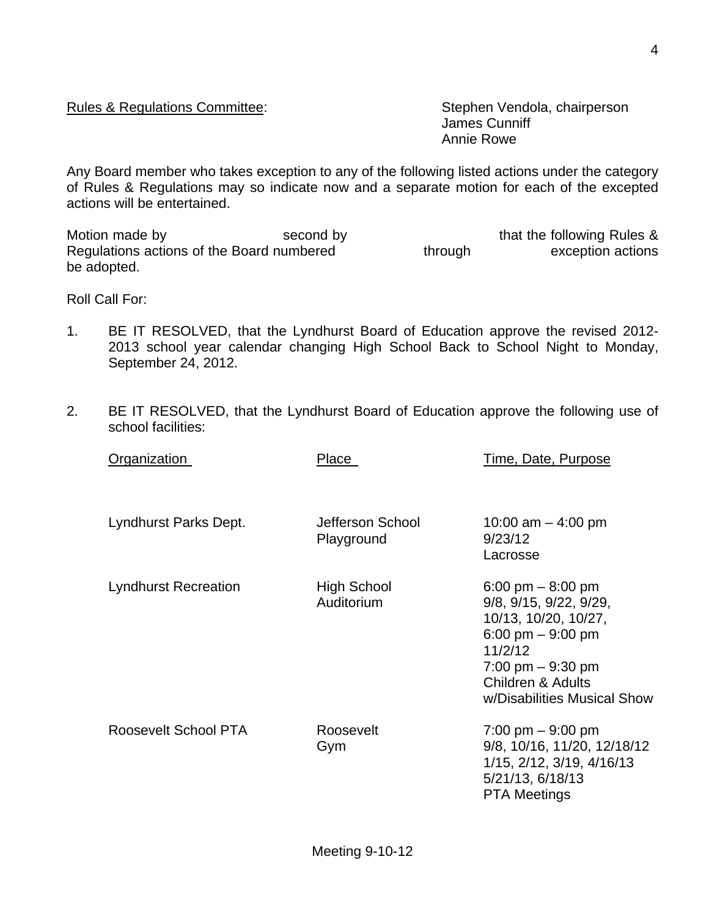Rules & Regulations Committee: Stephen Vendola, chairperson
James Cunniff
Annie Rowe

Any Board member who takes exception to any of the following listed actions under the category of Rules & Regulations may so indicate now and a separate motion for each of the excepted actions will be entertained.

Motion made by second by that the following Rules & Regulations actions of the Board numbered through exception actions be adopted.

Roll Call For:

1. BE IT RESOLVED, that the Lyndhurst Board of Education approve the revised 2012-2013 school year calendar changing High School Back to School Night to Monday, September 24, 2012.

2. BE IT RESOLVED, that the Lyndhurst Board of Education approve the following use of school facilities:

| Organization | Place | Time, Date, Purpose |
|---|---|---|
| Lyndhurst Parks Dept. | Jefferson School Playground | 10:00 am – 4:00 pm<br>9/23/12<br>Lacrosse |
| Lyndhurst Recreation | High School Auditorium | 6:00 pm – 8:00 pm<br>9/8, 9/15, 9/22, 9/29,<br>10/13, 10/20, 10/27,<br>6:00 pm – 9:00 pm<br>11/2/12<br>7:00 pm – 9:30 pm<br>Children & Adults w/Disabilities Musical Show |
| Roosevelt School PTA | Roosevelt Gym | 7:00 pm – 9:00 pm<br>9/8, 10/16, 11/20, 12/18/12<br>1/15, 2/12, 3/19, 4/16/13<br>5/21/13, 6/18/13<br>PTA Meetings |

Meeting 9-10-12